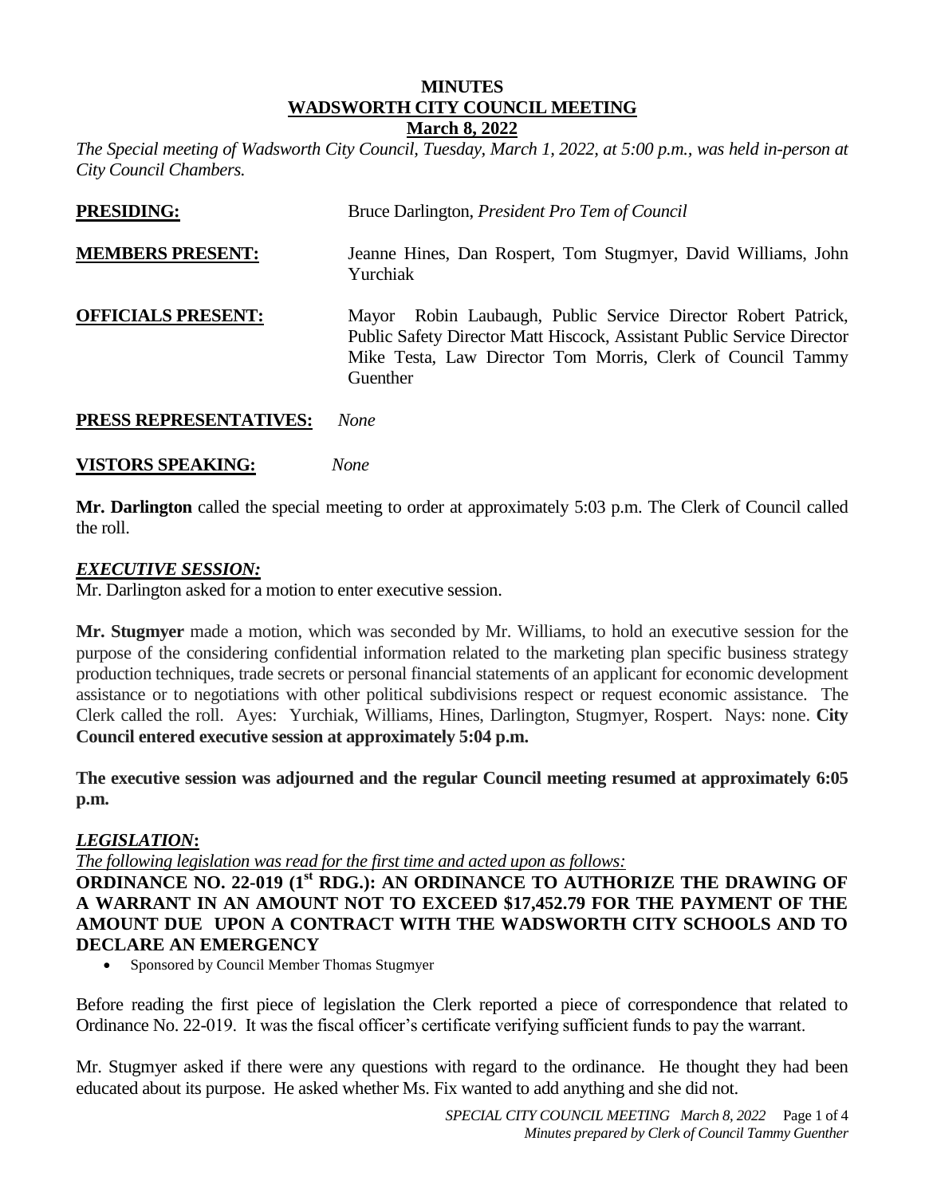**MINUTES**
**WADSWORTH CITY COUNCIL MEETING**
**March 8, 2022**

*The Special meeting of Wadsworth City Council, Tuesday, March 1, 2022, at 5:00 p.m., was held in-person at City Council Chambers.*

| | |
|---|---|
| **PRESIDING:** | Bruce Darlington, *President Pro Tem of Council* |
| **MEMBERS PRESENT:** | Jeanne Hines, Dan Rospert, Tom Stugmyer, David Williams, John Yurchiak |
| **OFFICIALS PRESENT:** | Mayor Robin Laubaugh, Public Service Director Robert Patrick, Public Safety Director Matt Hiscock, Assistant Public Service Director Mike Testa, Law Director Tom Morris, Clerk of Council Tammy Guenther |
| **PRESS REPRESENTATIVES:** | *None* |
| **VISTORS SPEAKING:** | *None* |

**Mr. Darlington** called the special meeting to order at approximately 5:03 p.m. The Clerk of Council called the roll.

## *EXECUTIVE SESSION:*

Mr. Darlington asked for a motion to enter executive session.

**Mr. Stugmyer** made a motion, which was seconded by Mr. Williams, to hold an executive session for the purpose of the considering confidential information related to the marketing plan specific business strategy production techniques, trade secrets or personal financial statements of an applicant for economic development assistance or to negotiations with other political subdivisions respect or request economic assistance. The Clerk called the roll. Ayes: Yurchiak, Williams, Hines, Darlington, Stugmyer, Rospert. Nays: none. **City Council entered executive session at approximately 5:04 p.m.**

**The executive session was adjourned and the regular Council meeting resumed at approximately 6:05 p.m.**

## *LEGISLATION***:**

*The following legislation was read for the first time and acted upon as follows:*

**ORDINANCE NO. 22-019 (1st RDG.): AN ORDINANCE TO AUTHORIZE THE DRAWING OF A WARRANT IN AN AMOUNT NOT TO EXCEED $17,452.79 FOR THE PAYMENT OF THE AMOUNT DUE UPON A CONTRACT WITH THE WADSWORTH CITY SCHOOLS AND TO DECLARE AN EMERGENCY**

- Sponsored by Council Member Thomas Stugmyer

Before reading the first piece of legislation the Clerk reported a piece of correspondence that related to Ordinance No. 22-019. It was the fiscal officer's certificate verifying sufficient funds to pay the warrant.

Mr. Stugmyer asked if there were any questions with regard to the ordinance. He thought they had been educated about its purpose. He asked whether Ms. Fix wanted to add anything and she did not.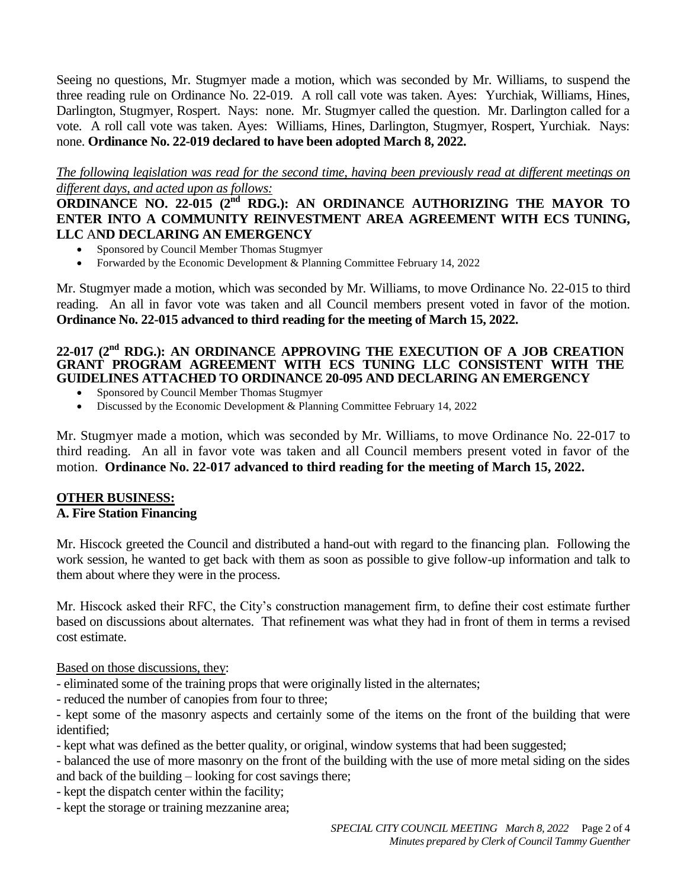Seeing no questions, Mr. Stugmyer made a motion, which was seconded by Mr. Williams, to suspend the three reading rule on Ordinance No. 22-019. A roll call vote was taken. Ayes: Yurchiak, Williams, Hines, Darlington, Stugmyer, Rospert. Nays: none. Mr. Stugmyer called the question. Mr. Darlington called for a vote. A roll call vote was taken. Ayes: Williams, Hines, Darlington, Stugmyer, Rospert, Yurchiak. Nays: none. **Ordinance No. 22-019 declared to have been adopted March 8, 2022.**

*The following legislation was read for the second time, having been previously read at different meetings on different days, and acted upon as follows:*

**ORDINANCE NO. 22-015 (2nd RDG.): AN ORDINANCE AUTHORIZING THE MAYOR TO ENTER INTO A COMMUNITY REINVESTMENT AREA AGREEMENT WITH ECS TUNING, LLC AND DECLARING AN EMERGENCY**

- Sponsored by Council Member Thomas Stugmyer
- Forwarded by the Economic Development & Planning Committee February 14, 2022

Mr. Stugmyer made a motion, which was seconded by Mr. Williams, to move Ordinance No. 22-015 to third reading. An all in favor vote was taken and all Council members present voted in favor of the motion. **Ordinance No. 22-015 advanced to third reading for the meeting of March 15, 2022.**

**22-017 (2nd RDG.): AN ORDINANCE APPROVING THE EXECUTION OF A JOB CREATION GRANT PROGRAM AGREEMENT WITH ECS TUNING LLC CONSISTENT WITH THE GUIDELINES ATTACHED TO ORDINANCE 20-095 AND DECLARING AN EMERGENCY**

- Sponsored by Council Member Thomas Stugmyer
- Discussed by the Economic Development & Planning Committee February 14, 2022

Mr. Stugmyer made a motion, which was seconded by Mr. Williams, to move Ordinance No. 22-017 to third reading. An all in favor vote was taken and all Council members present voted in favor of the motion. **Ordinance No. 22-017 advanced to third reading for the meeting of March 15, 2022.**

**OTHER BUSINESS:**

**A. Fire Station Financing**

Mr. Hiscock greeted the Council and distributed a hand-out with regard to the financing plan. Following the work session, he wanted to get back with them as soon as possible to give follow-up information and talk to them about where they were in the process.

Mr. Hiscock asked their RFC, the City's construction management firm, to define their cost estimate further based on discussions about alternates. That refinement was what they had in front of them in terms a revised cost estimate.

Based on those discussions, they:

- eliminated some of the training props that were originally listed in the alternates;
- reduced the number of canopies from four to three;
- kept some of the masonry aspects and certainly some of the items on the front of the building that were identified;
- kept what was defined as the better quality, or original, window systems that had been suggested;
- balanced the use of more masonry on the front of the building with the use of more metal siding on the sides and back of the building – looking for cost savings there;
- kept the dispatch center within the facility;
- kept the storage or training mezzanine area;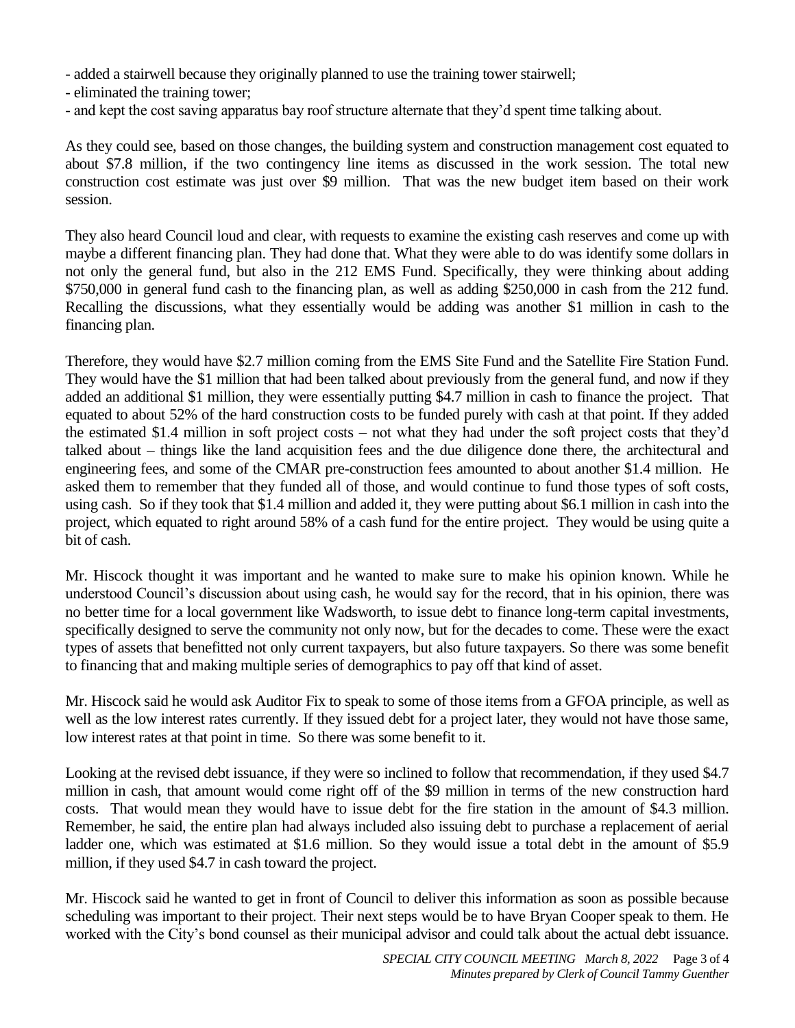- added a stairwell because they originally planned to use the training tower stairwell;
- eliminated the training tower;
- and kept the cost saving apparatus bay roof structure alternate that they'd spent time talking about.

As they could see, based on those changes, the building system and construction management cost equated to about $7.8 million, if the two contingency line items as discussed in the work session. The total new construction cost estimate was just over $9 million. That was the new budget item based on their work session.

They also heard Council loud and clear, with requests to examine the existing cash reserves and come up with maybe a different financing plan. They had done that. What they were able to do was identify some dollars in not only the general fund, but also in the 212 EMS Fund. Specifically, they were thinking about adding $750,000 in general fund cash to the financing plan, as well as adding $250,000 in cash from the 212 fund. Recalling the discussions, what they essentially would be adding was another $1 million in cash to the financing plan.

Therefore, they would have $2.7 million coming from the EMS Site Fund and the Satellite Fire Station Fund. They would have the $1 million that had been talked about previously from the general fund, and now if they added an additional $1 million, they were essentially putting $4.7 million in cash to finance the project. That equated to about 52% of the hard construction costs to be funded purely with cash at that point. If they added the estimated $1.4 million in soft project costs – not what they had under the soft project costs that they'd talked about – things like the land acquisition fees and the due diligence done there, the architectural and engineering fees, and some of the CMAR pre-construction fees amounted to about another $1.4 million. He asked them to remember that they funded all of those, and would continue to fund those types of soft costs, using cash. So if they took that $1.4 million and added it, they were putting about $6.1 million in cash into the project, which equated to right around 58% of a cash fund for the entire project. They would be using quite a bit of cash.

Mr. Hiscock thought it was important and he wanted to make sure to make his opinion known. While he understood Council's discussion about using cash, he would say for the record, that in his opinion, there was no better time for a local government like Wadsworth, to issue debt to finance long-term capital investments, specifically designed to serve the community not only now, but for the decades to come. These were the exact types of assets that benefitted not only current taxpayers, but also future taxpayers. So there was some benefit to financing that and making multiple series of demographics to pay off that kind of asset.

Mr. Hiscock said he would ask Auditor Fix to speak to some of those items from a GFOA principle, as well as well as the low interest rates currently. If they issued debt for a project later, they would not have those same, low interest rates at that point in time. So there was some benefit to it.

Looking at the revised debt issuance, if they were so inclined to follow that recommendation, if they used $4.7 million in cash, that amount would come right off of the $9 million in terms of the new construction hard costs. That would mean they would have to issue debt for the fire station in the amount of $4.3 million. Remember, he said, the entire plan had always included also issuing debt to purchase a replacement of aerial ladder one, which was estimated at $1.6 million. So they would issue a total debt in the amount of $5.9 million, if they used $4.7 in cash toward the project.

Mr. Hiscock said he wanted to get in front of Council to deliver this information as soon as possible because scheduling was important to their project. Their next steps would be to have Bryan Cooper speak to them. He worked with the City's bond counsel as their municipal advisor and could talk about the actual debt issuance.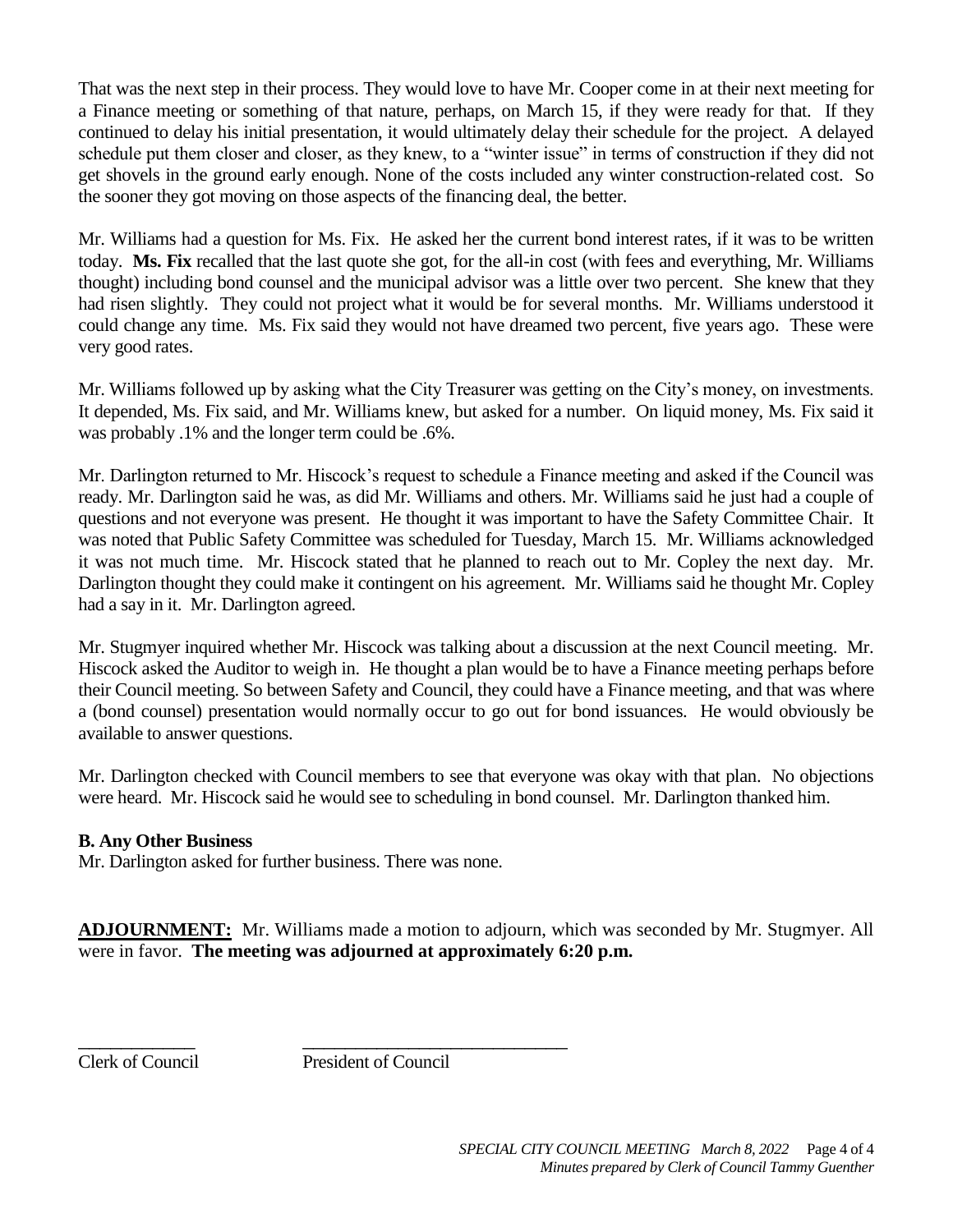That was the next step in their process. They would love to have Mr. Cooper come in at their next meeting for a Finance meeting or something of that nature, perhaps, on March 15, if they were ready for that. If they continued to delay his initial presentation, it would ultimately delay their schedule for the project. A delayed schedule put them closer and closer, as they knew, to a "winter issue" in terms of construction if they did not get shovels in the ground early enough. None of the costs included any winter construction-related cost. So the sooner they got moving on those aspects of the financing deal, the better.

Mr. Williams had a question for Ms. Fix. He asked her the current bond interest rates, if it was to be written today. **Ms. Fix** recalled that the last quote she got, for the all-in cost (with fees and everything, Mr. Williams thought) including bond counsel and the municipal advisor was a little over two percent. She knew that they had risen slightly. They could not project what it would be for several months. Mr. Williams understood it could change any time. Ms. Fix said they would not have dreamed two percent, five years ago. These were very good rates.

Mr. Williams followed up by asking what the City Treasurer was getting on the City's money, on investments. It depended, Ms. Fix said, and Mr. Williams knew, but asked for a number. On liquid money, Ms. Fix said it was probably .1% and the longer term could be .6%.

Mr. Darlington returned to Mr. Hiscock's request to schedule a Finance meeting and asked if the Council was ready. Mr. Darlington said he was, as did Mr. Williams and others. Mr. Williams said he just had a couple of questions and not everyone was present. He thought it was important to have the Safety Committee Chair. It was noted that Public Safety Committee was scheduled for Tuesday, March 15. Mr. Williams acknowledged it was not much time. Mr. Hiscock stated that he planned to reach out to Mr. Copley the next day. Mr. Darlington thought they could make it contingent on his agreement. Mr. Williams said he thought Mr. Copley had a say in it. Mr. Darlington agreed.

Mr. Stugmyer inquired whether Mr. Hiscock was talking about a discussion at the next Council meeting. Mr. Hiscock asked the Auditor to weigh in. He thought a plan would be to have a Finance meeting perhaps before their Council meeting. So between Safety and Council, they could have a Finance meeting, and that was where a (bond counsel) presentation would normally occur to go out for bond issuances. He would obviously be available to answer questions.

Mr. Darlington checked with Council members to see that everyone was okay with that plan. No objections were heard. Mr. Hiscock said he would see to scheduling in bond counsel. Mr. Darlington thanked him.

**B. Any Other Business**

Mr. Darlington asked for further business. There was none.

**ADJOURNMENT:** Mr. Williams made a motion to adjourn, which was seconded by Mr. Stugmyer. All were in favor. **The meeting was adjourned at approximately 6:20 p.m.**

\_\_\_\_\_\_\_\_\_\_\_\_\_\_ \_\_\_\_\_\_\_\_\_\_\_\_\_\_\_\_\_\_\_\_\_\_\_\_\_\_\_\_\_\_

Clerk of Council President of Council

*Minutes prepared by Clerk of Council Tammy Guenther*